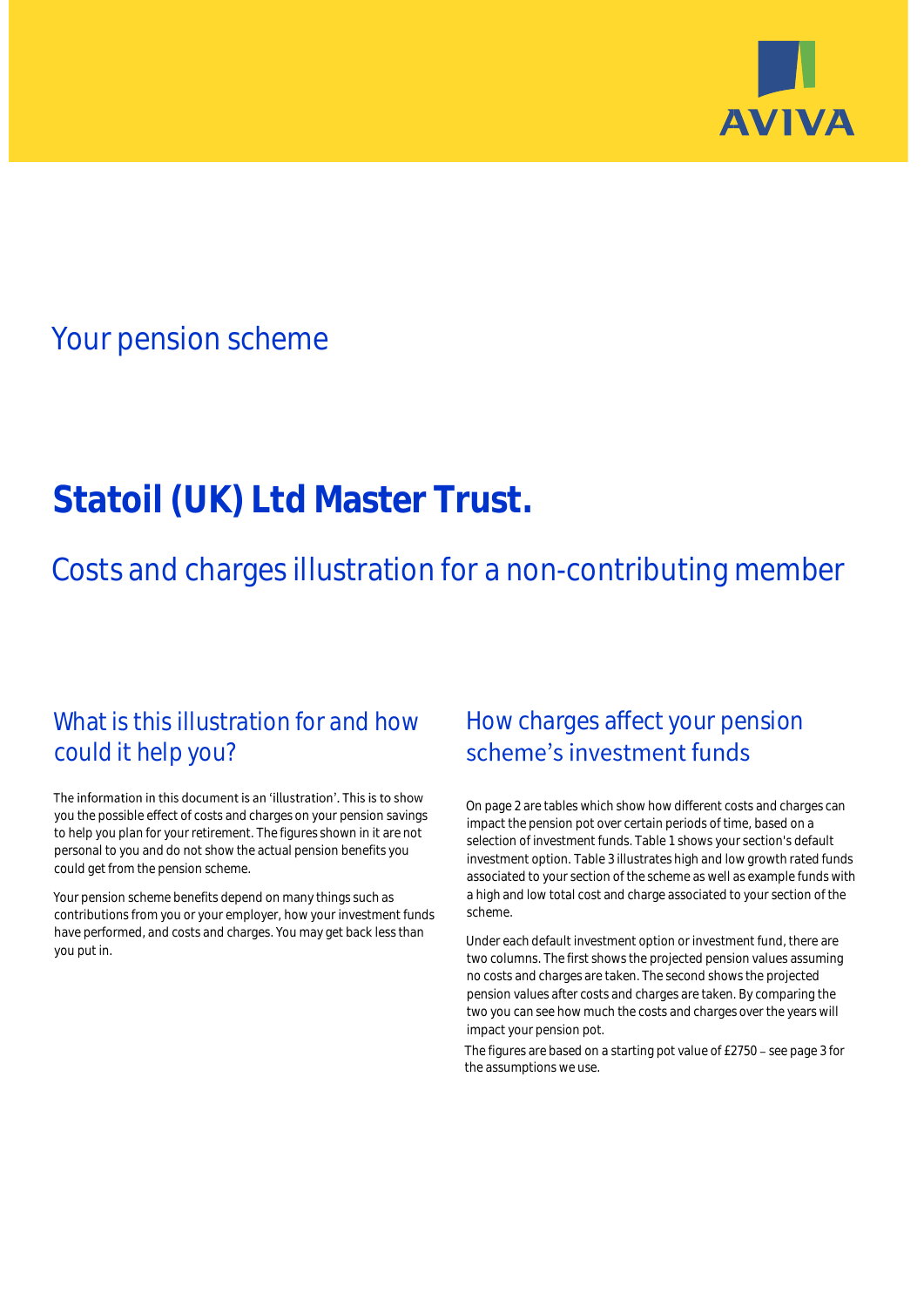AVIVA

## Your pension scheme

# Statoil (UK) Ltd Master Trust.

## Costs and charges illustration for a non-contributing member

### What is this illustration for and how could it help you?

The information in this document is an 'illustration'. This is to show you the possible effect of costs and charges on your pension savings to help you plan for your retirement. The figures shown in it are not personal to you and do not show the actual pension benefits you could get from the pension scheme.

Your pension scheme benefits depend on many things such as contributions from you or your employer, how your investment funds have performed, and costs and charges. You may get back less than you put in.

### How charges affect your pension scheme's investment funds

On page 2 are tables which show how different costs and charges can impact the pension pot over certain periods of time, based on a selection of investment funds. Table 1 shows your section's default investment option. Table 3 illustrates high and low growth rated funds associated to your section of the scheme as well as example funds with a high and low total cost and charge associated to your section of the scheme.

Under each default investment option or investment fund, there are two columns. The first shows the projected pension values assuming no costs and charges are taken. The second shows the projected pension values after costs and charges are taken. By comparing the two you can see how much the costs and charges over the years will impact your pension pot.

The figures are based on a starting pot value of £2750 – see page 3 for the assumptions we use.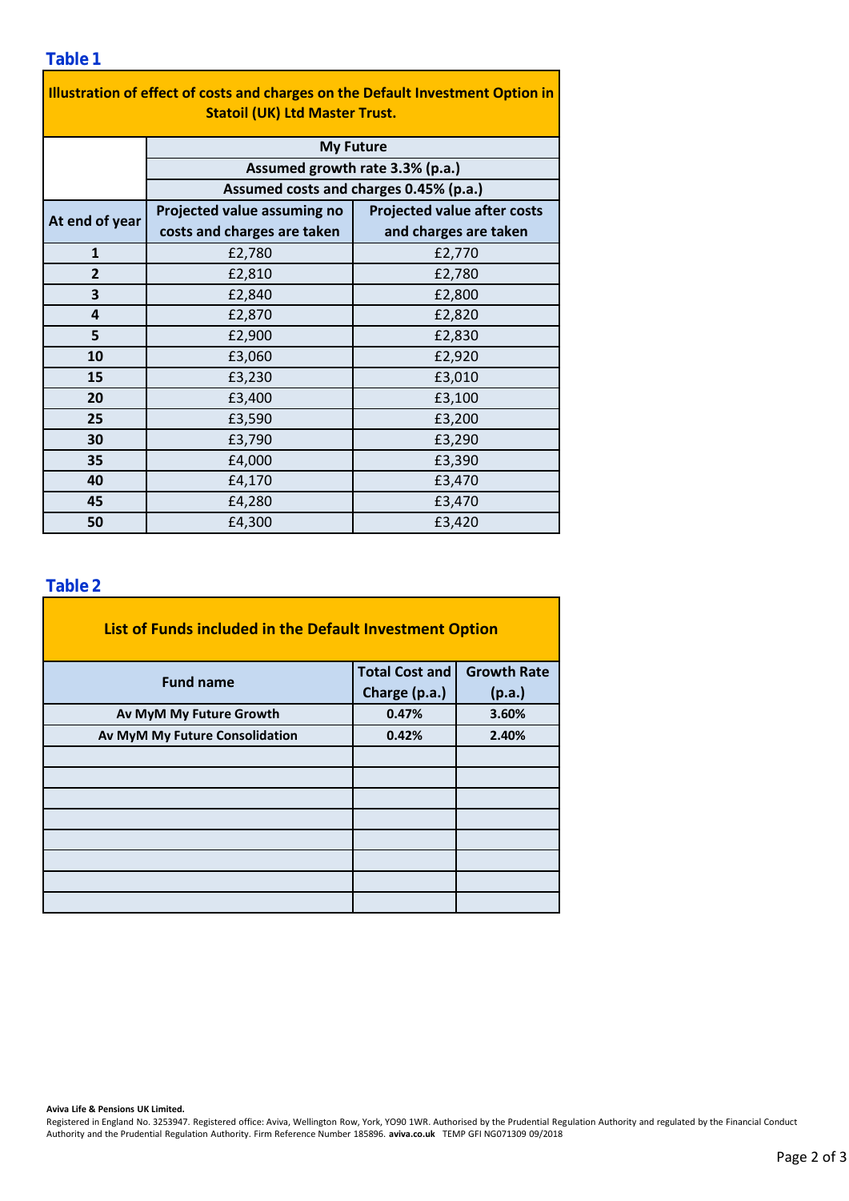## Table 1

| Illustration of effect of costs and charges on the Default Investment Option in Statoil (UK) Ltd Master Trust. | | |
|---|---|---|
| | My Future | |
| | Assumed growth rate 3.3% (p.a.) | |
| | Assumed costs and charges 0.45% (p.a.) | |
| At end of year | Projected value assuming no costs and charges are taken | Projected value after costs and charges are taken |
| 1 | £2,780 | £2,770 |
| 2 | £2,810 | £2,780 |
| 3 | £2,840 | £2,800 |
| 4 | £2,870 | £2,820 |
| 5 | £2,900 | £2,830 |
| 10 | £3,060 | £2,920 |
| 15 | £3,230 | £3,010 |
| 20 | £3,400 | £3,100 |
| 25 | £3,590 | £3,200 |
| 30 | £3,790 | £3,290 |
| 35 | £4,000 | £3,390 |
| 40 | £4,170 | £3,470 |
| 45 | £4,280 | £3,470 |
| 50 | £4,300 | £3,420 |

## Table 2

| List of Funds included in the Default Investment Option | | |
|---|---|---|
| Fund name | Total Cost and Charge (p.a.) | Growth Rate (p.a.) |
| Av MyM My Future Growth | 0.47% | 3.60% |
| Av MyM My Future Consolidation | 0.42% | 2.40% |
| | | |
| | | |
| | | |
| | | |
| | | |
| | | |
| | | |
| | | |

**Aviva Life & Pensions UK Limited.**

Registered in England No. 3253947. Registered office: Aviva, Wellington Row, York, YO90 1WR. Authorised by the Prudential Regulation Authority and regulated by the Financial Conduct Authority and the Prudential Regulation Authority. Firm Reference Number 185896. **aviva.co.uk** TEMP GFI NG071309 09/2018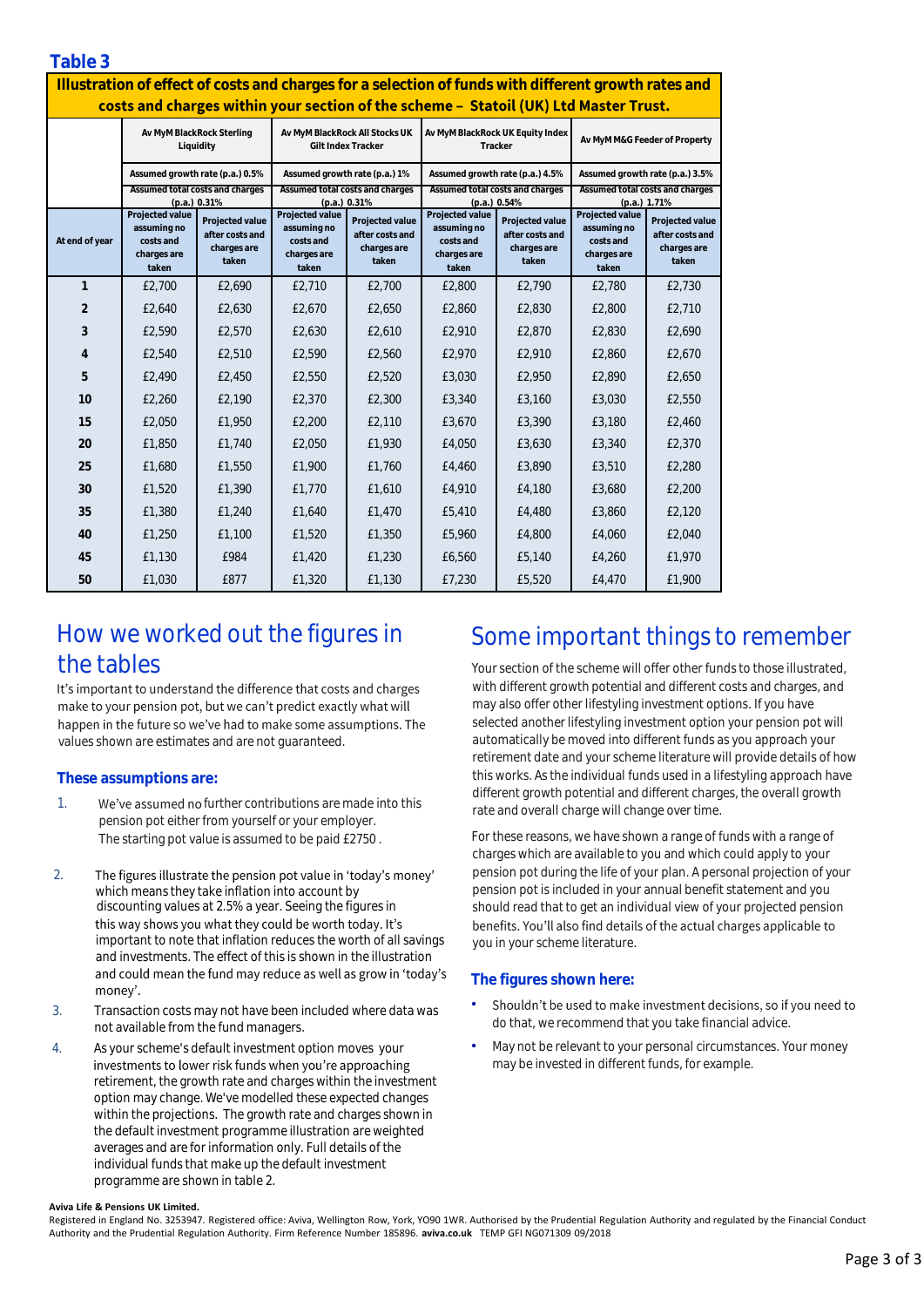## Table 3

| Illustration of effect of costs and charges for a selection of funds with different growth rates and costs and charges within your section of the scheme – Statoil (UK) Ltd Master Trust. | | | | | | | | |
|---|---|---|---|---|---|---|---|---|
| | Av MyM BlackRock Sterling Liquidity | | Av MyM BlackRock All Stocks UK Gilt Index Tracker | | Av MyM BlackRock UK Equity Index Tracker | | Av MyM M&G Feeder of Property | |
| | Assumed growth rate (p.a.) 0.5% | | Assumed growth rate (p.a.) 1% | | Assumed growth rate (p.a.) 4.5% | | Assumed growth rate (p.a.) 3.5% | |
| | Assumed total costs and charges (p.a.) 0.31% | | Assumed total costs and charges (p.a.) 0.31% | | Assumed total costs and charges (p.a.) 0.54% | | Assumed total costs and charges (p.a.) 1.71% | |
| At end of year | Projected value assuming no costs and charges are taken | Projected value after costs and charges are taken | Projected value assuming no costs and charges are taken | Projected value after costs and charges are taken | Projected value assuming no costs and charges are taken | Projected value after costs and charges are taken | Projected value assuming no costs and charges are taken | Projected value after costs and charges are taken |
| 1 | £2,700 | £2,690 | £2,710 | £2,700 | £2,800 | £2,790 | £2,780 | £2,730 |
| 2 | £2,640 | £2,630 | £2,670 | £2,650 | £2,860 | £2,830 | £2,800 | £2,710 |
| 3 | £2,590 | £2,570 | £2,630 | £2,610 | £2,910 | £2,870 | £2,830 | £2,690 |
| 4 | £2,540 | £2,510 | £2,590 | £2,560 | £2,970 | £2,910 | £2,860 | £2,670 |
| 5 | £2,490 | £2,450 | £2,550 | £2,520 | £3,030 | £2,950 | £2,890 | £2,650 |
| 10 | £2,260 | £2,190 | £2,370 | £2,300 | £3,340 | £3,160 | £3,030 | £2,550 |
| 15 | £2,050 | £1,950 | £2,200 | £2,110 | £3,670 | £3,390 | £3,180 | £2,460 |
| 20 | £1,850 | £1,740 | £2,050 | £1,930 | £4,050 | £3,630 | £3,340 | £2,370 |
| 25 | £1,680 | £1,550 | £1,900 | £1,760 | £4,460 | £3,890 | £3,510 | £2,280 |
| 30 | £1,520 | £1,390 | £1,770 | £1,610 | £4,910 | £4,180 | £3,680 | £2,200 |
| 35 | £1,380 | £1,240 | £1,640 | £1,470 | £5,410 | £4,480 | £3,860 | £2,120 |
| 40 | £1,250 | £1,100 | £1,520 | £1,350 | £5,960 | £4,800 | £4,060 | £2,040 |
| 45 | £1,130 | £984 | £1,420 | £1,230 | £6,560 | £5,140 | £4,260 | £1,970 |
| 50 | £1,030 | £877 | £1,320 | £1,130 | £7,230 | £5,520 | £4,470 | £1,900 |

# How we worked out the figures in the tables

It's important to understand the difference that costs and charges make to your pension pot, but we can't predict exactly what will happen in the future so we've had to make some assumptions. The values shown are estimates and are not guaranteed.

### These assumptions are:

1. We've assumed no further contributions are made into this pension pot either from yourself or your employer. The starting pot value is assumed to be paid £2750 .
2. The figures illustrate the pension pot value in 'today's money' which means they take inflation into account by discounting values at 2.5% a year. Seeing the figures in this way shows you what they could be worth today. It's important to note that inflation reduces the worth of all savings and investments. The effect of this is shown in the illustration and could mean the fund may reduce as well as grow in 'today's money'.
3. Transaction costs may not have been included where data was not available from the fund managers.
4. As your scheme's default investment option moves your investments to lower risk funds when you're approaching retirement, the growth rate and charges within the investment option may change. We've modelled these expected changes within the projections. The growth rate and charges shown in the default investment programme illustration are weighted averages and are for information only. Full details of the individual funds that make up the default investment programme are shown in table 2.

# Some important things to remember

Your section of the scheme will offer other funds to those illustrated, with different growth potential and different costs and charges, and may also offer other lifestyling investment options. If you have selected another lifestyling investment option your pension pot will automatically be moved into different funds as you approach your retirement date and your scheme literature will provide details of how this works. As the individual funds used in a lifestyling approach have different growth potential and different charges, the overall growth rate and overall charge will change over time.

For these reasons, we have shown a range of funds with a range of charges which are available to you and which could apply to your pension pot during the life of your plan. A personal projection of your pension pot is included in your annual benefit statement and you should read that to get an individual view of your projected pension benefits. You'll also find details of the actual charges applicable to you in your scheme literature.

### The figures shown here:

- Shouldn't be used to make investment decisions, so if you need to do that, we recommend that you take financial advice.
- May not be relevant to your personal circumstances. Your money may be invested in different funds, for example.

**Aviva Life & Pensions UK Limited.**
Registered in England No. 3253947. Registered office: Aviva, Wellington Row, York, YO90 1WR. Authorised by the Prudential Regulation Authority and regulated by the Financial Conduct Authority and the Prudential Regulation Authority. Firm Reference Number 185896. **aviva.co.uk** TEMP GFI NG071309 09/2018